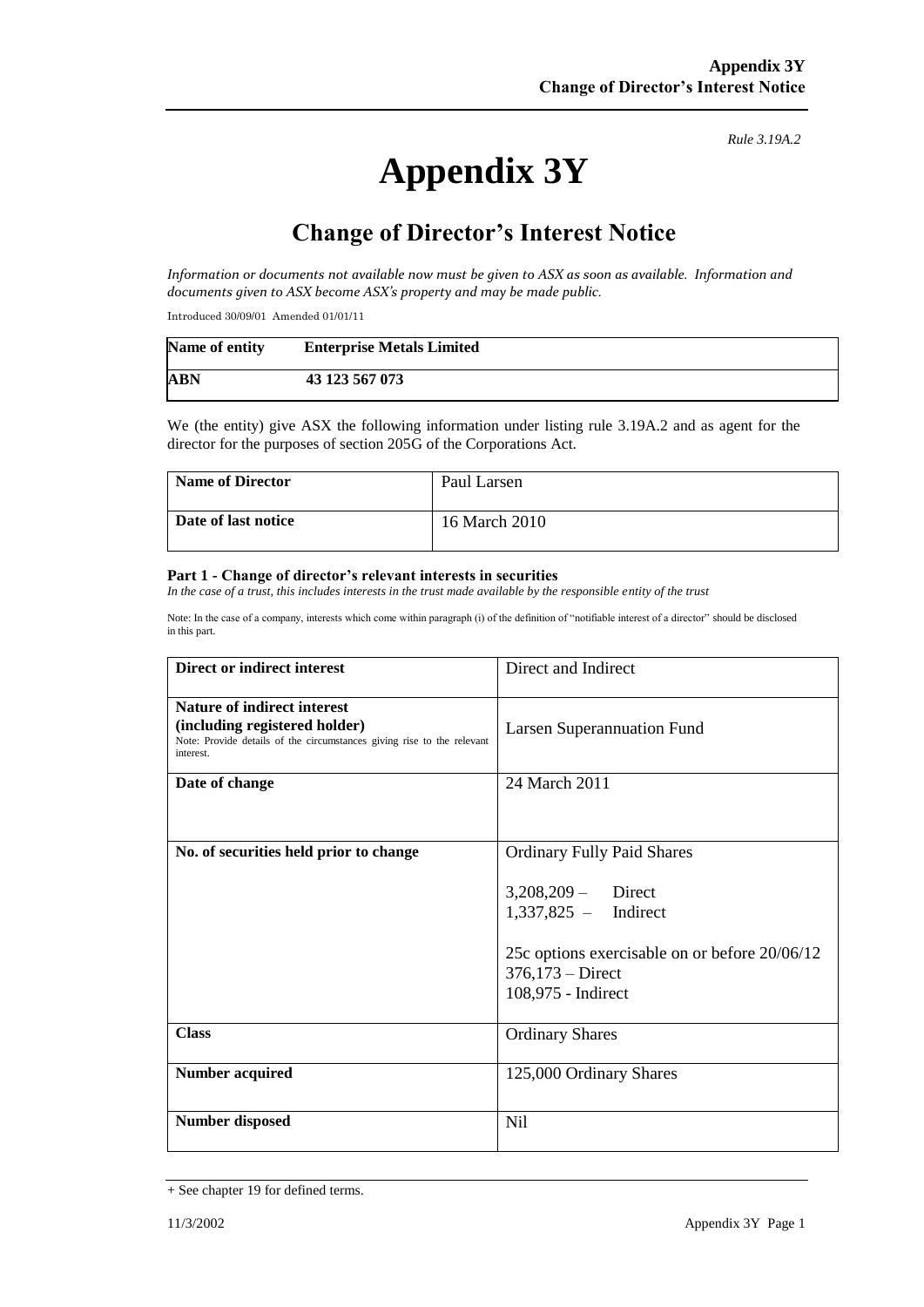*Rule 3.19A.2*

# Appendix 3Y

## Change of Director's Interest Notice

*Information or documents not available now must be given to ASX as soon as available. Information and documents given to ASX become ASX's property and may be made public.*

Introduced 30/09/01 Amended 01/01/11

| | |
|---|---|
| **Name of entity** | **Enterprise Metals Limited** |
| **ABN** | **43 123 567 073** |

We (the entity) give ASX the following information under listing rule 3.19A.2 and as agent for the director for the purposes of section 205G of the Corporations Act.

| | |
|---|---|
| **Name of Director** | Paul Larsen |
| **Date of last notice** | 16 March 2010 |

#### Part 1 - Change of director's relevant interests in securities

*In the case of a trust, this includes interests in the trust made available by the responsible entity of the trust*

Note: In the case of a company, interests which come within paragraph (i) of the definition of "notifiable interest of a director" should be disclosed in this part.

| | |
|---|---|
| **Direct or indirect interest** | Direct and Indirect |
| **Nature of indirect interest (including registered holder)**<br>Note: Provide details of the circumstances giving rise to the relevant interest. | Larsen Superannuation Fund |
| **Date of change** | 24 March 2011 |
| **No. of securities held prior to change** | Ordinary Fully Paid Shares<br><br>3,208,209 – Direct<br>1,337,825 – Indirect<br><br>25c options exercisable on or before 20/06/12<br>376,173 – Direct<br>108,975 - Indirect |
| **Class** | Ordinary Shares |
| **Number acquired** | 125,000 Ordinary Shares |
| **Number disposed** | Nil |

+ See chapter 19 for defined terms.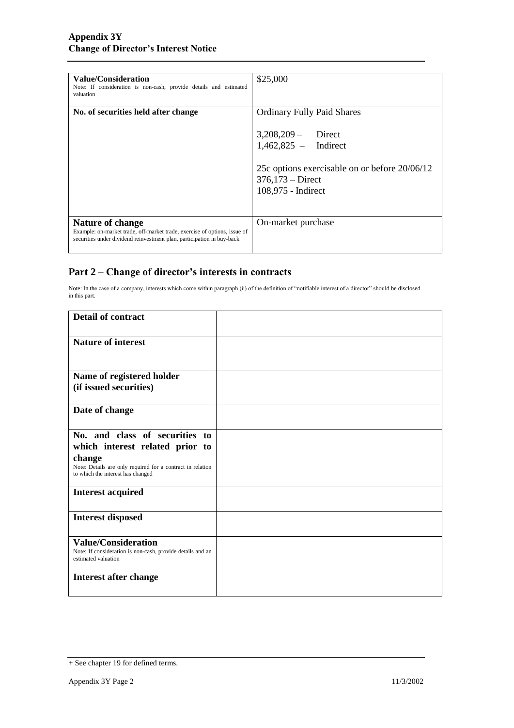| | |
|---|---|
| **Value/Consideration**<br>Note: If consideration is non-cash, provide details and estimated valuation | $25,000 |
| **No. of securities held after change** | Ordinary Fully Paid Shares<br><br>3,208,209 – Direct<br>1,462,825 – Indirect<br><br>25c options exercisable on or before 20/06/12<br>376,173 – Direct<br>108,975 - Indirect |
| **Nature of change**<br>Example: on-market trade, off-market trade, exercise of options, issue of securities under dividend reinvestment plan, participation in buy-back | On-market purchase |

## Part 2 – Change of director's interests in contracts

Note: In the case of a company, interests which come within paragraph (ii) of the definition of "notifiable interest of a director" should be disclosed in this part.

| | |
|---|---|
| **Detail of contract** | |
| **Nature of interest** | |
| **Name of registered holder (if issued securities)** | |
| **Date of change** | |
| **No. and class of securities to which interest related prior to change**<br>Note: Details are only required for a contract in relation to which the interest has changed | |
| **Interest acquired** | |
| **Interest disposed** | |
| **Value/Consideration**<br>Note: If consideration is non-cash, provide details and an estimated valuation | |
| **Interest after change** | |

+ See chapter 19 for defined terms.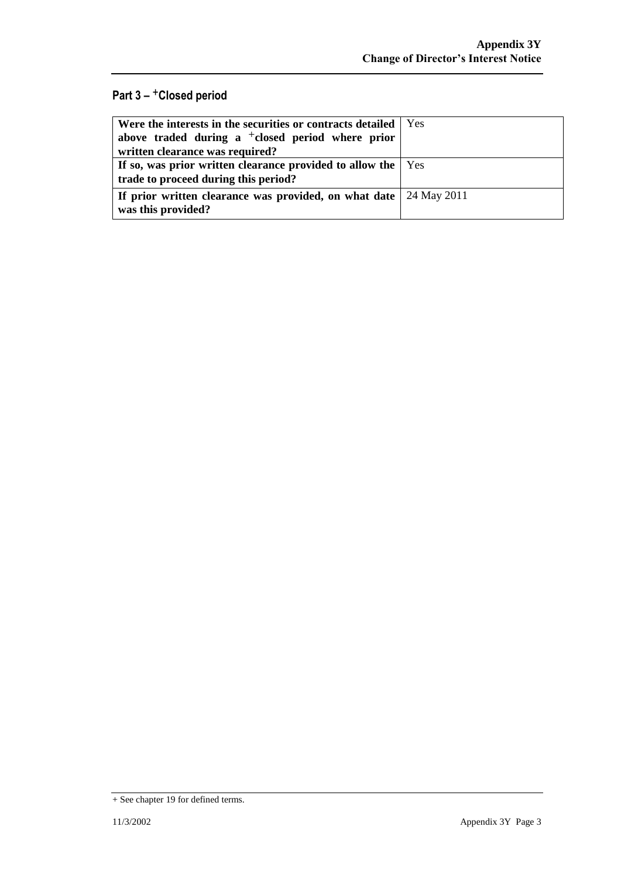## Part 3 – +Closed period

| | |
|---|---|
| **Were the interests in the securities or contracts detailed above traded during a +closed period where prior written clearance was required?** | Yes |
| **If so, was prior written clearance provided to allow the trade to proceed during this period?** | Yes |
| **If prior written clearance was provided, on what date was this provided?** | 24 May 2011 |

+ See chapter 19 for defined terms.